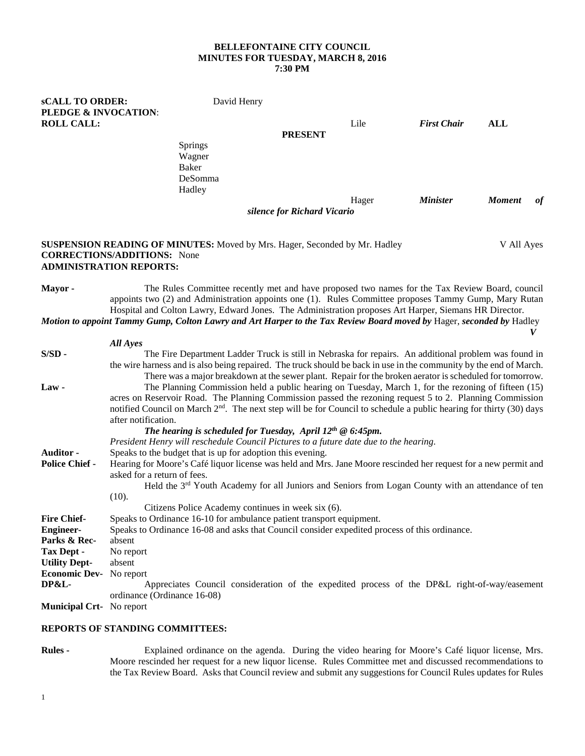**BELLEFONTAINE CITY COUNCIL**
**MINUTES FOR TUESDAY, MARCH 8, 2016**
**7:30 PM**

**sCALL TO ORDER:** David Henry
**PLEDGE & INVOCATION**:
**ROLL CALL:** Lile ***First Chair*** **ALL PRESENT**

Springs
Wagner
Baker
DeSomma
Hadley
Hager ***Minister*** ***Moment of silence for Richard Vicario***

**SUSPENSION READING OF MINUTES:** Moved by Mrs. Hager, Seconded by Mr. Hadley V All Ayes
**CORRECTIONS/ADDITIONS:** None
**ADMINISTRATION REPORTS:**

**Mayor** - The Rules Committee recently met and have proposed two names for the Tax Review Board, council appoints two (2) and Administration appoints one (1). Rules Committee proposes Tammy Gump, Mary Rutan Hospital and Colton Lawry, Edward Jones. The Administration proposes Art Harper, Siemans HR Director.

***Motion to appoint Tammy Gump, Colton Lawry and Art Harper to the Tax Review Board moved by*** Hager, ***seconded by*** Hadley ***V All Ayes***

**S/SD** - The Fire Department Ladder Truck is still in Nebraska for repairs. An additional problem was found in the wire harness and is also being repaired. The truck should be back in use in the community by the end of March.
There was a major breakdown at the sewer plant. Repair for the broken aerator is scheduled for tomorrow.

**Law** - The Planning Commission held a public hearing on Tuesday, March 1, for the rezoning of fifteen (15) acres on Reservoir Road. The Planning Commission passed the rezoning request 5 to 2. Planning Commission notified Council on March 2nd. The next step will be for Council to schedule a public hearing for thirty (30) days after notification.
***The hearing is scheduled for Tuesday, April 12th @ 6:45pm.***
*President Henry will reschedule Council Pictures to a future date due to the hearing.*

**Auditor** - Speaks to the budget that is up for adoption this evening.

**Police Chief** - Hearing for Moore's Café liquor license was held and Mrs. Jane Moore rescinded her request for a new permit and asked for a return of fees.
Held the 3rd Youth Academy for all Juniors and Seniors from Logan County with an attendance of ten (10).
Citizens Police Academy continues in week six (6).

**Fire Chief**- Speaks to Ordinance 16-10 for ambulance patient transport equipment.
**Engineer**- Speaks to Ordinance 16-08 and asks that Council consider expedited process of this ordinance.
**Parks & Rec**- absent
**Tax Dept** - No report
**Utility Dept**- absent
**Economic Dev**- No report
**DP&L**- Appreciates Council consideration of the expedited process of the DP&L right-of-way/easement ordinance (Ordinance 16-08)
**Municipal Crt**- No report

**REPORTS OF STANDING COMMITTEES:**

**Rules** - Explained ordinance on the agenda. During the video hearing for Moore's Café liquor license, Mrs. Moore rescinded her request for a new liquor license. Rules Committee met and discussed recommendations to the Tax Review Board. Asks that Council review and submit any suggestions for Council Rules updates for Rules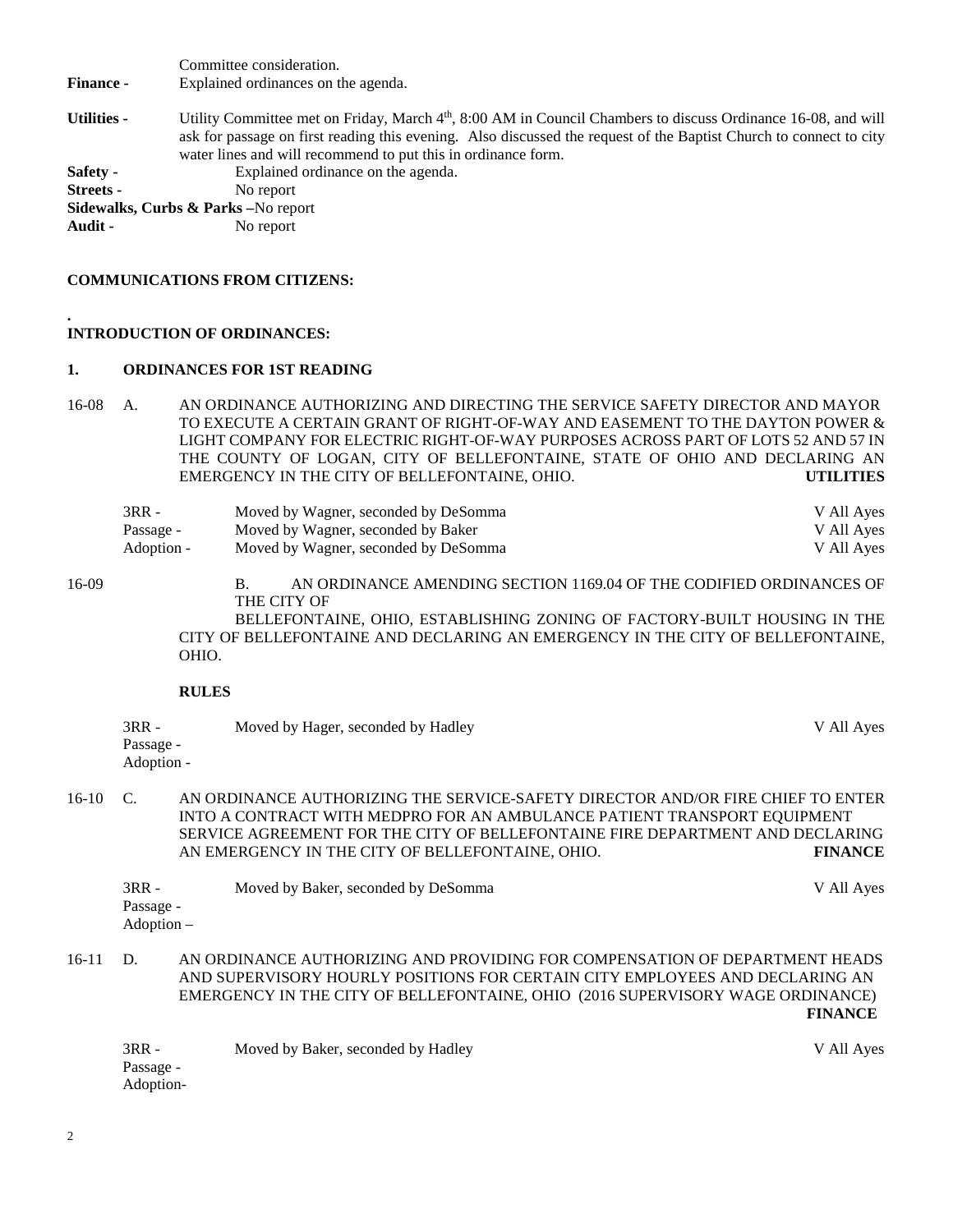Committee consideration.

**Finance -** Explained ordinances on the agenda.

**Utilities -** Utility Committee met on Friday, March 4th, 8:00 AM in Council Chambers to discuss Ordinance 16-08, and will ask for passage on first reading this evening. Also discussed the request of the Baptist Church to connect to city water lines and will recommend to put this in ordinance form.

**Safety -** Explained ordinance on the agenda.

**Streets -** No report

**Sidewalks, Curbs & Parks –**No report

**Audit -** No report

**COMMUNICATIONS FROM CITIZENS:**

.

**INTRODUCTION OF ORDINANCES:**

**1. ORDINANCES FOR 1ST READING**

16-08 A. AN ORDINANCE AUTHORIZING AND DIRECTING THE SERVICE SAFETY DIRECTOR AND MAYOR TO EXECUTE A CERTAIN GRANT OF RIGHT-OF-WAY AND EASEMENT TO THE DAYTON POWER & LIGHT COMPANY FOR ELECTRIC RIGHT-OF-WAY PURPOSES ACROSS PART OF LOTS 52 AND 57 IN THE COUNTY OF LOGAN, CITY OF BELLEFONTAINE, STATE OF OHIO AND DECLARING AN EMERGENCY IN THE CITY OF BELLEFONTAINE, OHIO. **UTILITIES**

3RR - Moved by Wagner, seconded by DeSomma — V All Ayes
Passage - Moved by Wagner, seconded by Baker — V All Ayes
Adoption - Moved by Wagner, seconded by DeSomma — V All Ayes

16-09 B. AN ORDINANCE AMENDING SECTION 1169.04 OF THE CODIFIED ORDINANCES OF THE CITY OF BELLEFONTAINE, OHIO, ESTABLISHING ZONING OF FACTORY-BUILT HOUSING IN THE CITY OF BELLEFONTAINE AND DECLARING AN EMERGENCY IN THE CITY OF BELLEFONTAINE, OHIO.

**RULES**

3RR - Moved by Hager, seconded by Hadley — V All Ayes
Passage -
Adoption -

16-10 C. AN ORDINANCE AUTHORIZING THE SERVICE-SAFETY DIRECTOR AND/OR FIRE CHIEF TO ENTER INTO A CONTRACT WITH MEDPRO FOR AN AMBULANCE PATIENT TRANSPORT EQUIPMENT SERVICE AGREEMENT FOR THE CITY OF BELLEFONTAINE FIRE DEPARTMENT AND DECLARING AN EMERGENCY IN THE CITY OF BELLEFONTAINE, OHIO. **FINANCE**

3RR - Moved by Baker, seconded by DeSomma — V All Ayes
Passage -
Adoption –

16-11 D. AN ORDINANCE AUTHORIZING AND PROVIDING FOR COMPENSATION OF DEPARTMENT HEADS AND SUPERVISORY HOURLY POSITIONS FOR CERTAIN CITY EMPLOYEES AND DECLARING AN EMERGENCY IN THE CITY OF BELLEFONTAINE, OHIO (2016 SUPERVISORY WAGE ORDINANCE) **FINANCE**

3RR - Moved by Baker, seconded by Hadley — V All Ayes
Passage -
Adoption-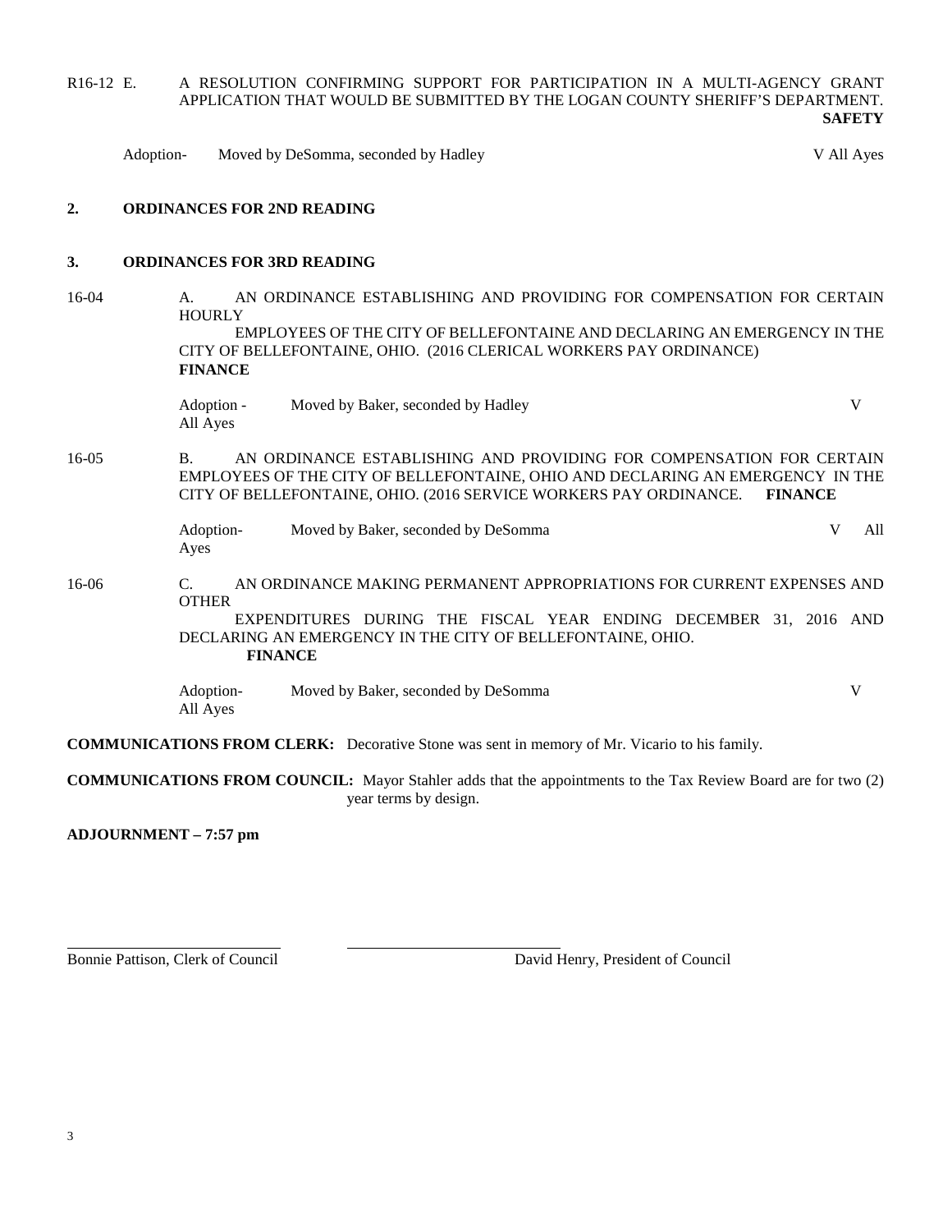R16-12 E. A RESOLUTION CONFIRMING SUPPORT FOR PARTICIPATION IN A MULTI-AGENCY GRANT APPLICATION THAT WOULD BE SUBMITTED BY THE LOGAN COUNTY SHERIFF'S DEPARTMENT. **SAFETY**

Adoption- Moved by DeSomma, seconded by Hadley V All Ayes

**2. ORDINANCES FOR 2ND READING**

**3. ORDINANCES FOR 3RD READING**

16-04 A. AN ORDINANCE ESTABLISHING AND PROVIDING FOR COMPENSATION FOR CERTAIN HOURLY EMPLOYEES OF THE CITY OF BELLEFONTAINE AND DECLARING AN EMERGENCY IN THE CITY OF BELLEFONTAINE, OHIO. (2016 CLERICAL WORKERS PAY ORDINANCE) **FINANCE**

Adoption - Moved by Baker, seconded by Hadley V All Ayes

16-05 B. AN ORDINANCE ESTABLISHING AND PROVIDING FOR COMPENSATION FOR CERTAIN EMPLOYEES OF THE CITY OF BELLEFONTAINE, OHIO AND DECLARING AN EMERGENCY IN THE CITY OF BELLEFONTAINE, OHIO. (2016 SERVICE WORKERS PAY ORDINANCE. **FINANCE**

Adoption- Moved by Baker, seconded by DeSomma V All Ayes

16-06 C. AN ORDINANCE MAKING PERMANENT APPROPRIATIONS FOR CURRENT EXPENSES AND OTHER EXPENDITURES DURING THE FISCAL YEAR ENDING DECEMBER 31, 2016 AND DECLARING AN EMERGENCY IN THE CITY OF BELLEFONTAINE, OHIO. **FINANCE**

Adoption- Moved by Baker, seconded by DeSomma V All Ayes

**COMMUNICATIONS FROM CLERK:** Decorative Stone was sent in memory of Mr. Vicario to his family.

**COMMUNICATIONS FROM COUNCIL:** Mayor Stahler adds that the appointments to the Tax Review Board are for two (2) year terms by design.

**ADJOURNMENT – 7:57 pm**

Bonnie Pattison, Clerk of Council

David Henry, President of Council